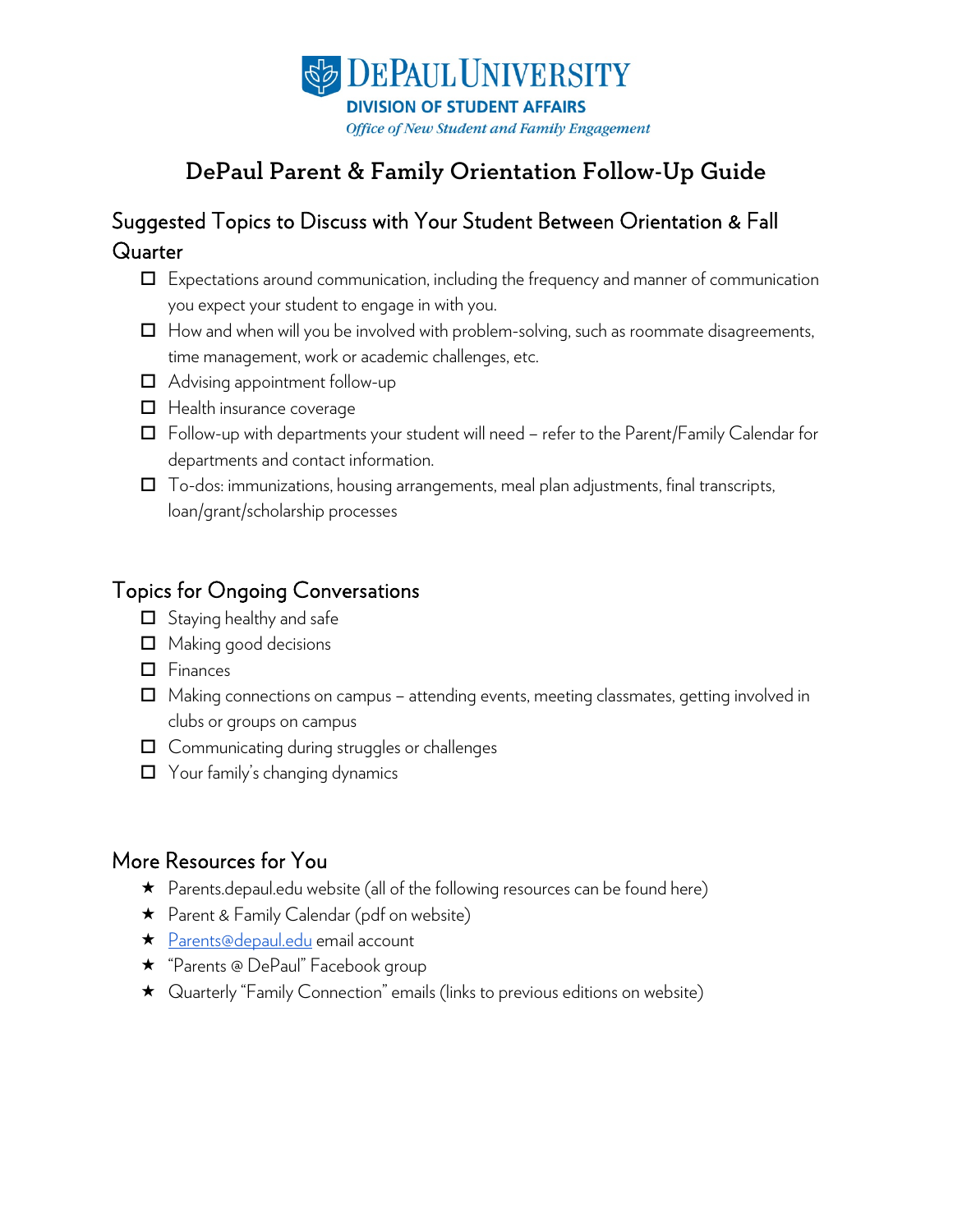DePaul University

**DIVISION OF STUDENT AFFAIRS**

*Office of New Student and Family Engagement*

# DePaul Parent & Family Orientation Follow-Up Guide

## Suggested Topics to Discuss with Your Student Between Orientation & Fall Quarter

- ☐ Expectations around communication, including the frequency and manner of communication you expect your student to engage in with you.
- ☐ How and when will you be involved with problem-solving, such as roommate disagreements, time management, work or academic challenges, etc.
- ☐ Advising appointment follow-up
- ☐ Health insurance coverage
- ☐ Follow-up with departments your student will need – refer to the Parent/Family Calendar for departments and contact information.
- ☐ To-dos: immunizations, housing arrangements, meal plan adjustments, final transcripts, loan/grant/scholarship processes

## Topics for Ongoing Conversations

- ☐ Staying healthy and safe
- ☐ Making good decisions
- ☐ Finances
- ☐ Making connections on campus – attending events, meeting classmates, getting involved in clubs or groups on campus
- ☐ Communicating during struggles or challenges
- ☐ Your family's changing dynamics

## More Resources for You

- ★ Parents.depaul.edu website (all of the following resources can be found here)
- ★ Parent & Family Calendar (pdf on website)
- ★ Parents@depaul.edu email account
- ★ "Parents @ DePaul" Facebook group
- ★ Quarterly "Family Connection" emails (links to previous editions on website)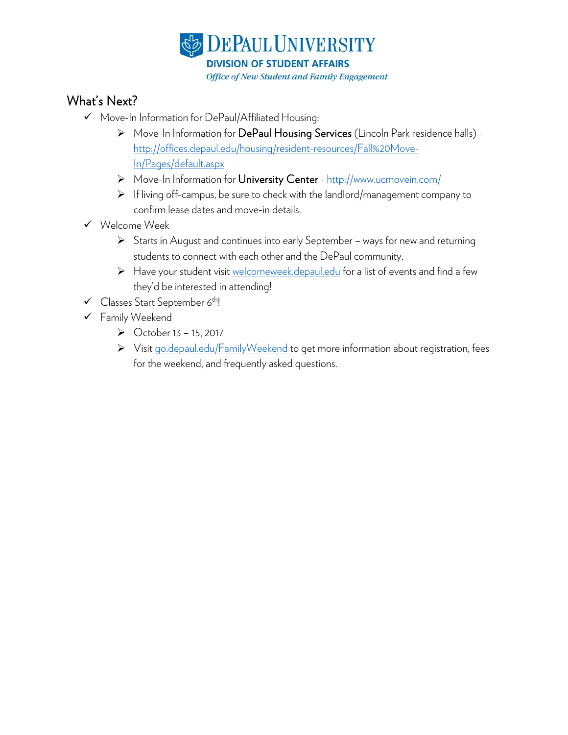DePaul University

**DIVISION OF STUDENT AFFAIRS**

*Office of New Student and Family Engagement*

## What's Next?

- Move-In Information for DePaul/Affiliated Housing:
  - Move-In Information for **DePaul Housing Services** (Lincoln Park residence halls) - http://offices.depaul.edu/housing/resident-resources/Fall%20Move-In/Pages/default.aspx
  - Move-In Information for **University Center** - http://www.ucmovein.com/
  - If living off-campus, be sure to check with the landlord/management company to confirm lease dates and move-in details.
- Welcome Week
  - Starts in August and continues into early September – ways for new and returning students to connect with each other and the DePaul community.
  - Have your student visit welcomeweek.depaul.edu for a list of events and find a few they'd be interested in attending!
- Classes Start September 6th!
- Family Weekend
  - October 13 – 15, 2017
  - Visit go.depaul.edu/FamilyWeekend to get more information about registration, fees for the weekend, and frequently asked questions.